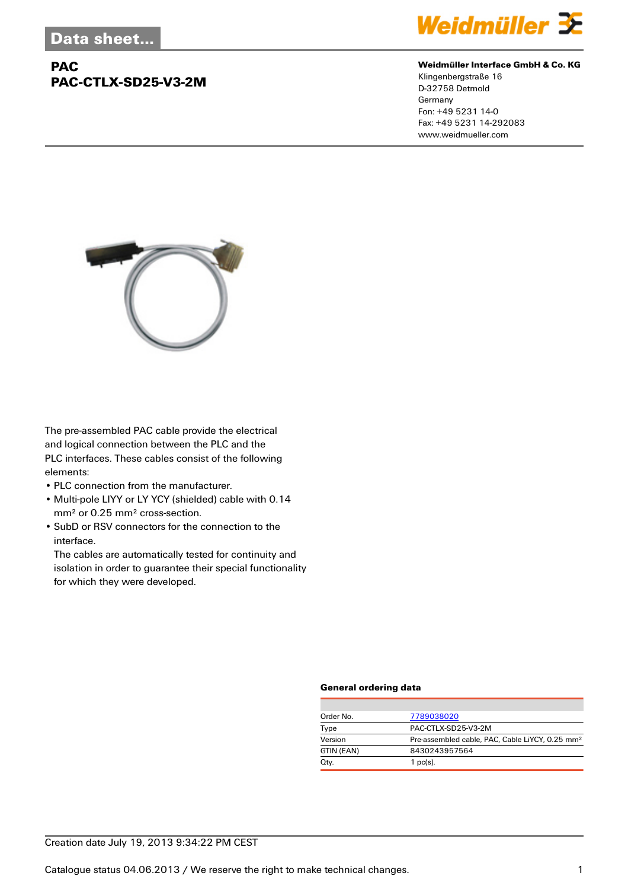Data sheet...

# PAC
# PAC-CTLX-SD25-V3-2M

**Weidmüller Interface GmbH & Co. KG**
Klingenbergstraße 16
D-32758 Detmold
Germany
Fon: +49 5231 14-0
Fax: +49 5231 14-292083
www.weidmueller.com

The pre-assembled PAC cable provide the electrical and logical connection between the PLC and the PLC interfaces. These cables consist of the following elements:

- PLC connection from the manufacturer.
- Multi-pole LIYY or LY YCY (shielded) cable with 0.14 mm² or 0.25 mm² cross-section.
- SubD or RSV connectors for the connection to the interface.
  The cables are automatically tested for continuity and isolation in order to guarantee their special functionality for which they were developed.

## General ordering data

| | |
|---|---|
| Order No. | 7789038020 |
| Type | PAC-CTLX-SD25-V3-2M |
| Version | Pre-assembled cable, PAC, Cable LiYCY, 0.25 mm² |
| GTIN (EAN) | 8430243957564 |
| Qty. | 1 pc(s). |

Creation date July 19, 2013 9:34:22 PM CEST

Catalogue status 04.06.2013 / We reserve the right to make technical changes.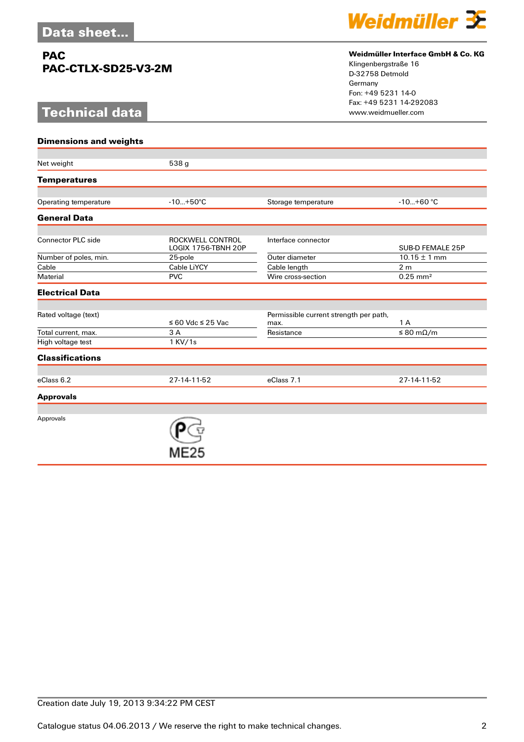# Data sheet...

**PAC**
**PAC-CTLX-SD25-V3-2M**

**Weidmüller Interface GmbH & Co. KG**
Klingenbergstraße 16
D-32758 Detmold
Germany
Fon: +49 5231 14-0
Fax: +49 5231 14-292083
www.weidmueller.com

## Technical data

### Dimensions and weights

| | | | |
|---|---|---|---|
| Net weight | 538 g | | |

### Temperatures

| | | | |
|---|---|---|---|
| Operating temperature | -10...+50°C | Storage temperature | -10...+60 °C |

### General Data

| | | | |
|---|---|---|---|
| Connector PLC side | ROCKWELL CONTROL LOGIX 1756-TBNH 20P | Interface connector | SUB-D FEMALE 25P |
| Number of poles, min. | 25-pole | Outer diameter | 10.15 ± 1 mm |
| Cable | Cable LiYCY | Cable length | 2 m |
| Material | PVC | Wire cross-section | 0.25 mm² |

### Electrical Data

| | | | |
|---|---|---|---|
| Rated voltage (text) | ≤ 60 Vdc ≤ 25 Vac | Permissible current strength per path, max. | 1 A |
| Total current, max. | 3 A | Resistance | ≤ 80 mΩ/m |
| High voltage test | 1 KV/1s | | |

### Classifications

| | | | |
|---|---|---|---|
| eClass 6.2 | 27-14-11-52 | eClass 7.1 | 27-14-11-52 |

### Approvals

Approvals

ME25

Creation date July 19, 2013 9:34:22 PM CEST

Catalogue status 04.06.2013 / We reserve the right to make technical changes.